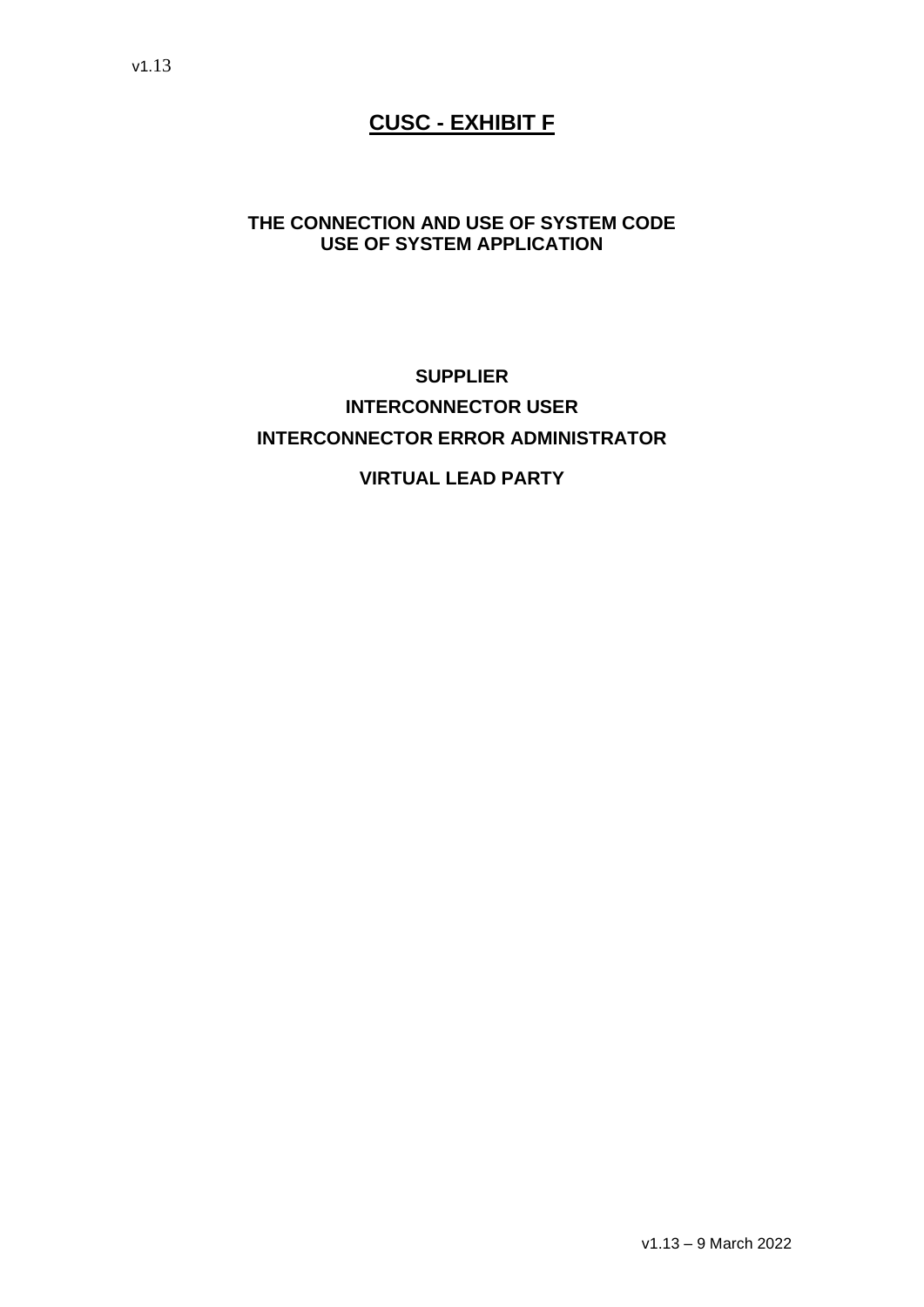# CUSC - EXHIBIT F

**THE CONNECTION AND USE OF SYSTEM CODE**
**USE OF SYSTEM APPLICATION**

**SUPPLIER**

**INTERCONNECTOR USER**

**INTERCONNECTOR ERROR ADMINISTRATOR**

**VIRTUAL LEAD PARTY**

v1.13 – 9 March 2022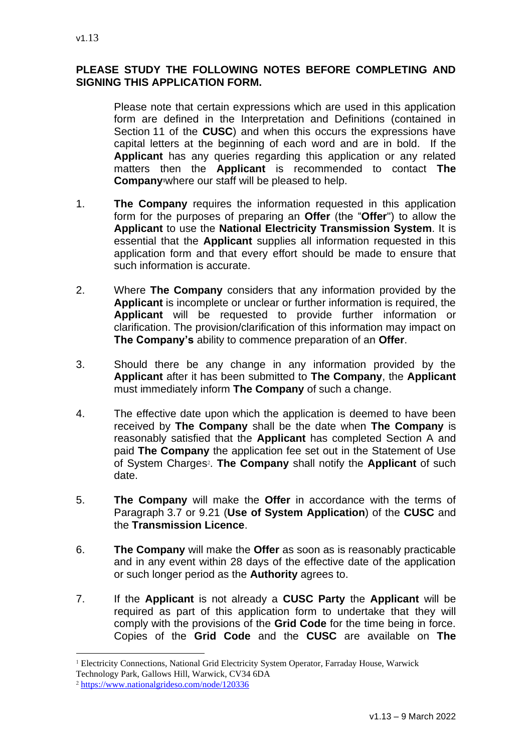**PLEASE STUDY THE FOLLOWING NOTES BEFORE COMPLETING AND SIGNING THIS APPLICATION FORM.**

Please note that certain expressions which are used in this application form are defined in the Interpretation and Definitions (contained in Section 11 of the **CUSC**) and when this occurs the expressions have capital letters at the beginning of each word and are in bold. If the **Applicant** has any queries regarding this application or any related matters then the **Applicant** is recommended to contact **The Company**[1] where our staff will be pleased to help.

1. **The Company** requires the information requested in this application form for the purposes of preparing an **Offer** (the "**Offer**") to allow the **Applicant** to use the **National Electricity Transmission System**. It is essential that the **Applicant** supplies all information requested in this application form and that every effort should be made to ensure that such information is accurate.

2. Where **The Company** considers that any information provided by the **Applicant** is incomplete or unclear or further information is required, the **Applicant** will be requested to provide further information or clarification. The provision/clarification of this information may impact on **The Company's** ability to commence preparation of an **Offer**.

3. Should there be any change in any information provided by the **Applicant** after it has been submitted to **The Company**, the **Applicant** must immediately inform **The Company** of such a change.

4. The effective date upon which the application is deemed to have been received by **The Company** shall be the date when **The Company** is reasonably satisfied that the **Applicant** has completed Section A and paid **The Company** the application fee set out in the Statement of Use of System Charges[2]. **The Company** shall notify the **Applicant** of such date.

5. **The Company** will make the **Offer** in accordance with the terms of Paragraph 3.7 or 9.21 (**Use of System Application**) of the **CUSC** and the **Transmission Licence**.

6. **The Company** will make the **Offer** as soon as is reasonably practicable and in any event within 28 days of the effective date of the application or such longer period as the **Authority** agrees to.

7. If the **Applicant** is not already a **CUSC Party** the **Applicant** will be required as part of this application form to undertake that they will comply with the provisions of the **Grid Code** for the time being in force. Copies of the **Grid Code** and the **CUSC** are available on **The**

---

[1] Electricity Connections, National Grid Electricity System Operator, Farraday House, Warwick Technology Park, Gallows Hill, Warwick, CV34 6DA

[2] https://www.nationalgrideso.com/node/120336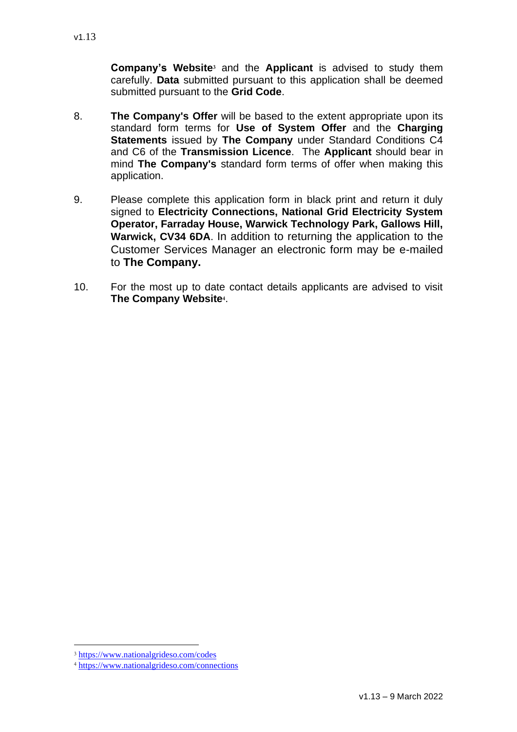**Company's Website**[3] and the **Applicant** is advised to study them carefully. **Data** submitted pursuant to this application shall be deemed submitted pursuant to the **Grid Code**.

8. **The Company's Offer** will be based to the extent appropriate upon its standard form terms for **Use of System Offer** and the **Charging Statements** issued by **The Company** under Standard Conditions C4 and C6 of the **Transmission Licence**. The **Applicant** should bear in mind **The Company's** standard form terms of offer when making this application.

9. Please complete this application form in black print and return it duly signed to **Electricity Connections, National Grid Electricity System Operator, Farraday House, Warwick Technology Park, Gallows Hill, Warwick, CV34 6DA**. In addition to returning the application to the Customer Services Manager an electronic form may be e-mailed to **The Company.**

10. For the most up to date contact details applicants are advised to visit **The Company Website**[4].

---

[3] https://www.nationalgrideso.com/codes

[4] https://www.nationalgrideso.com/connections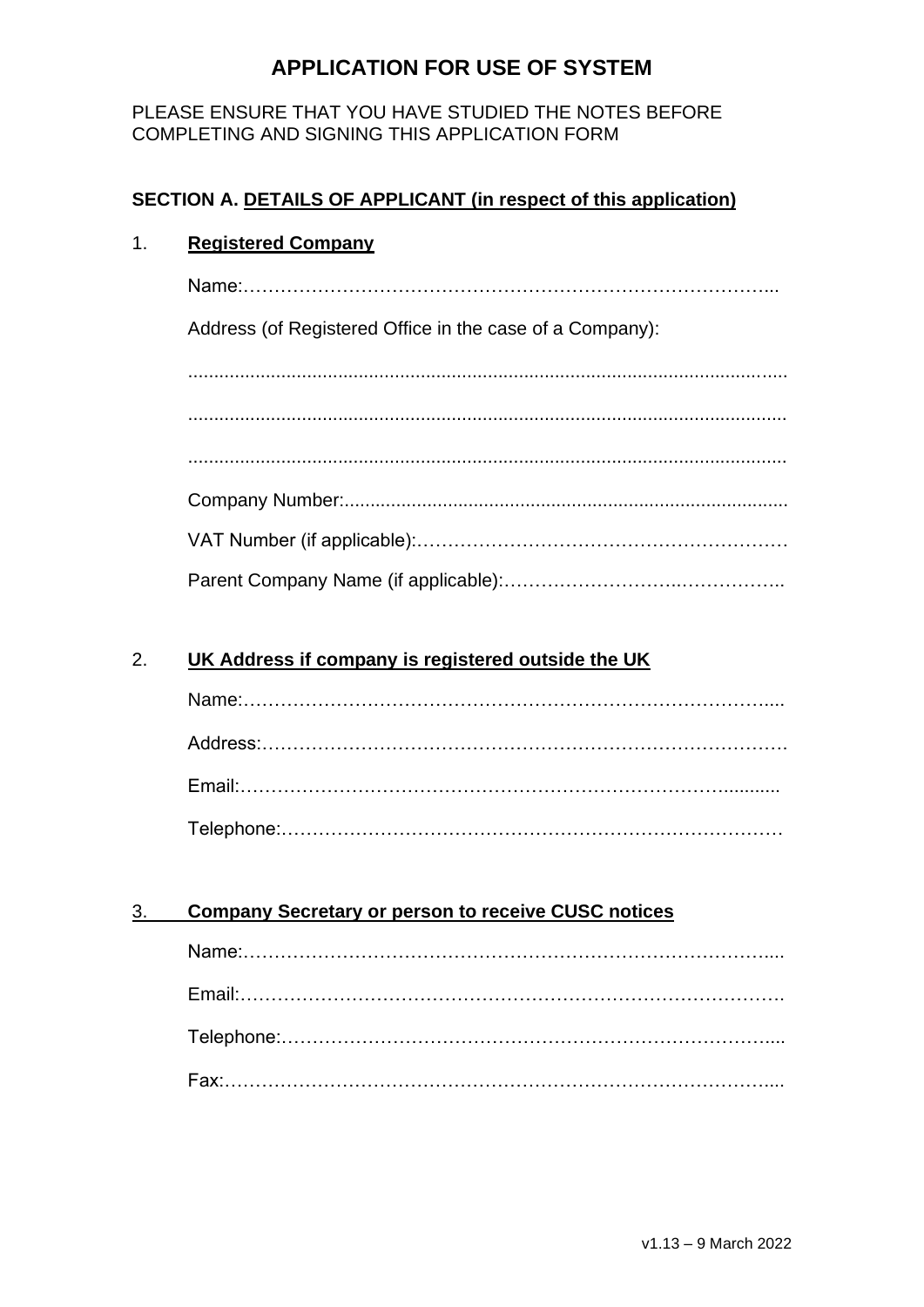# APPLICATION FOR USE OF SYSTEM

PLEASE ENSURE THAT YOU HAVE STUDIED THE NOTES BEFORE COMPLETING AND SIGNING THIS APPLICATION FORM

**SECTION A. DETAILS OF APPLICANT (in respect of this application)**

1. **Registered Company**

Name:……………………………………………………………………………...

Address (of Registered Office in the case of a Company):

...................................................................................................................

...................................................................................................................

...................................................................................................................

Company Number:......................................................................................

VAT Number (if applicable):……………………………………………………

Parent Company Name (if applicable):……………………….……………..

2. **UK Address if company is registered outside the UK**

Name:……………………………………………………………………………....

Address:……………………………………………………………………………

Email:……………………………………………………………………...........

Telephone:………………………………………………………………………

3. **Company Secretary or person to receive CUSC notices**

Name:……………………………………………………………………………....

Email:………………………………………………………………………………

Telephone:…………………………………………………………………….....

Fax:…………………………………………………………………………………....

v1.13 – 9 March 2022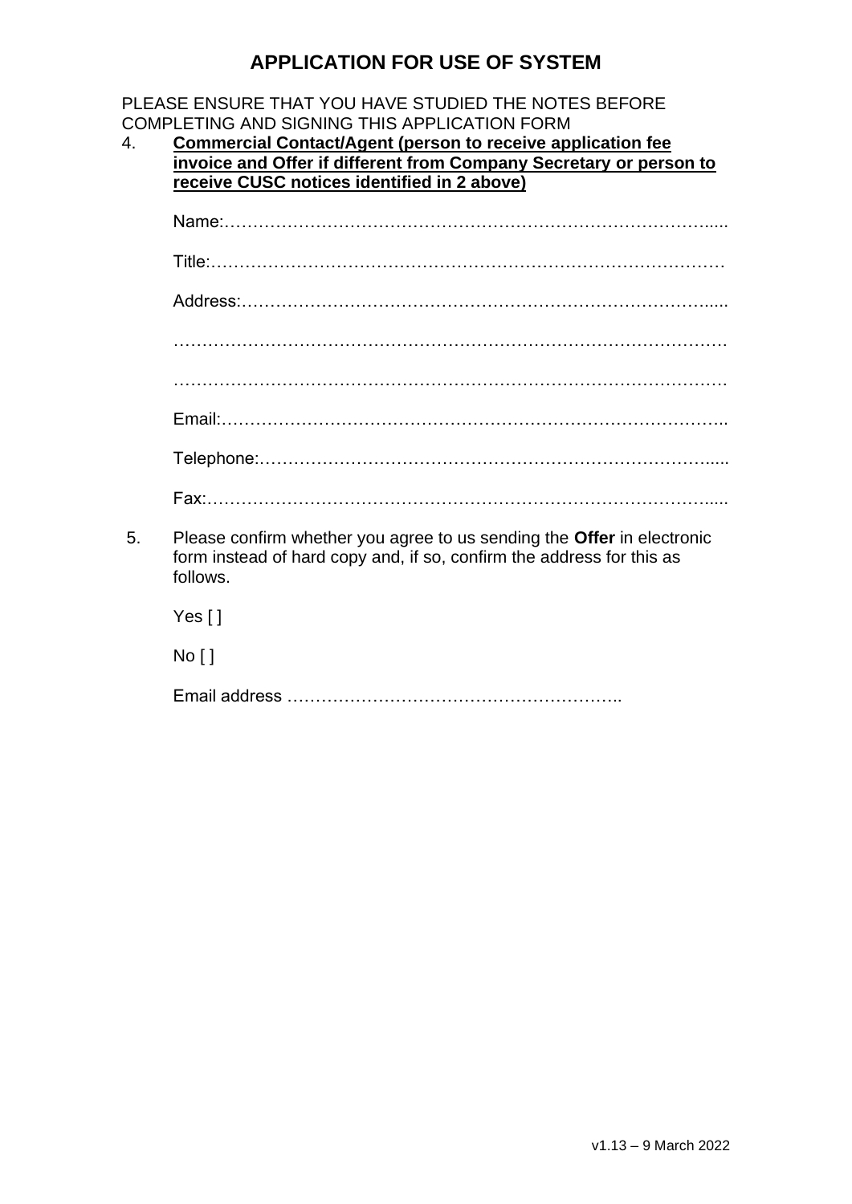# APPLICATION FOR USE OF SYSTEM

PLEASE ENSURE THAT YOU HAVE STUDIED THE NOTES BEFORE COMPLETING AND SIGNING THIS APPLICATION FORM

4. **Commercial Contact/Agent (person to receive application fee invoice and Offer if different from Company Secretary or person to receive CUSC notices identified in 2 above)**

   Name:…………………………………………………………………………….....

   Title:……………………………………………………………………………………

   Address:…………………………………………………………………………......

   ……………………………………………………………………………………….

   ……………………………………………………………………………………….

   Email:……………………………………………………………………………..

   Telephone:………………………………………………………………………......

   Fax:…………………………………………………………………………………......

5. Please confirm whether you agree to us sending the **Offer** in electronic form instead of hard copy and, if so, confirm the address for this as follows.

   Yes [ ]

   No [ ]

   Email address …………………………………………………..

v1.13 – 9 March 2022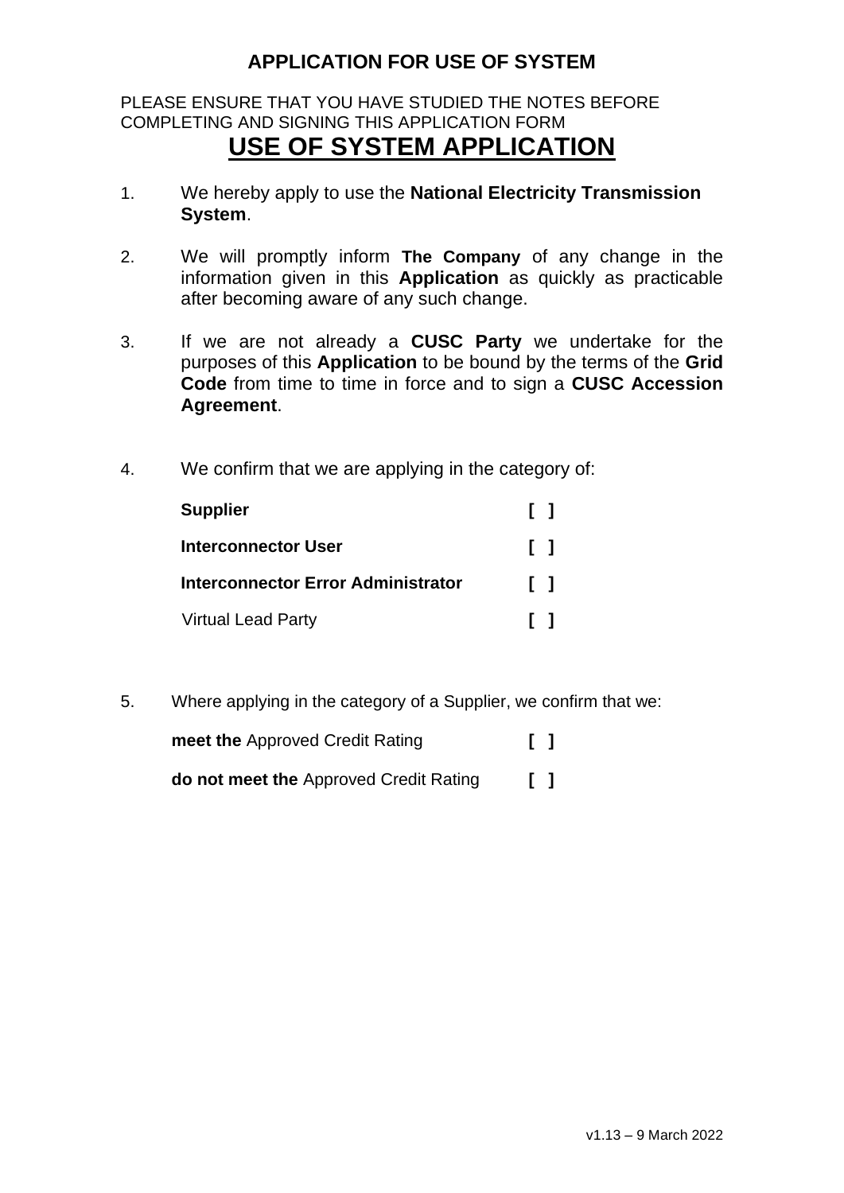# APPLICATION FOR USE OF SYSTEM

PLEASE ENSURE THAT YOU HAVE STUDIED THE NOTES BEFORE COMPLETING AND SIGNING THIS APPLICATION FORM

## USE OF SYSTEM APPLICATION

1. We hereby apply to use the **National Electricity Transmission System**.

2. We will promptly inform **The Company** of any change in the information given in this **Application** as quickly as practicable after becoming aware of any such change.

3. If we are not already a **CUSC Party** we undertake for the purposes of this **Application** to be bound by the terms of the **Grid Code** from time to time in force and to sign a **CUSC Accession Agreement**.

4. We confirm that we are applying in the category of:

   **Supplier** [ ]

   **Interconnector User** [ ]

   **Interconnector Error Administrator** [ ]

   Virtual Lead Party [ ]

5. Where applying in the category of a Supplier, we confirm that we:

   **meet the** Approved Credit Rating [ ]

   **do not meet the** Approved Credit Rating [ ]

v1.13 – 9 March 2022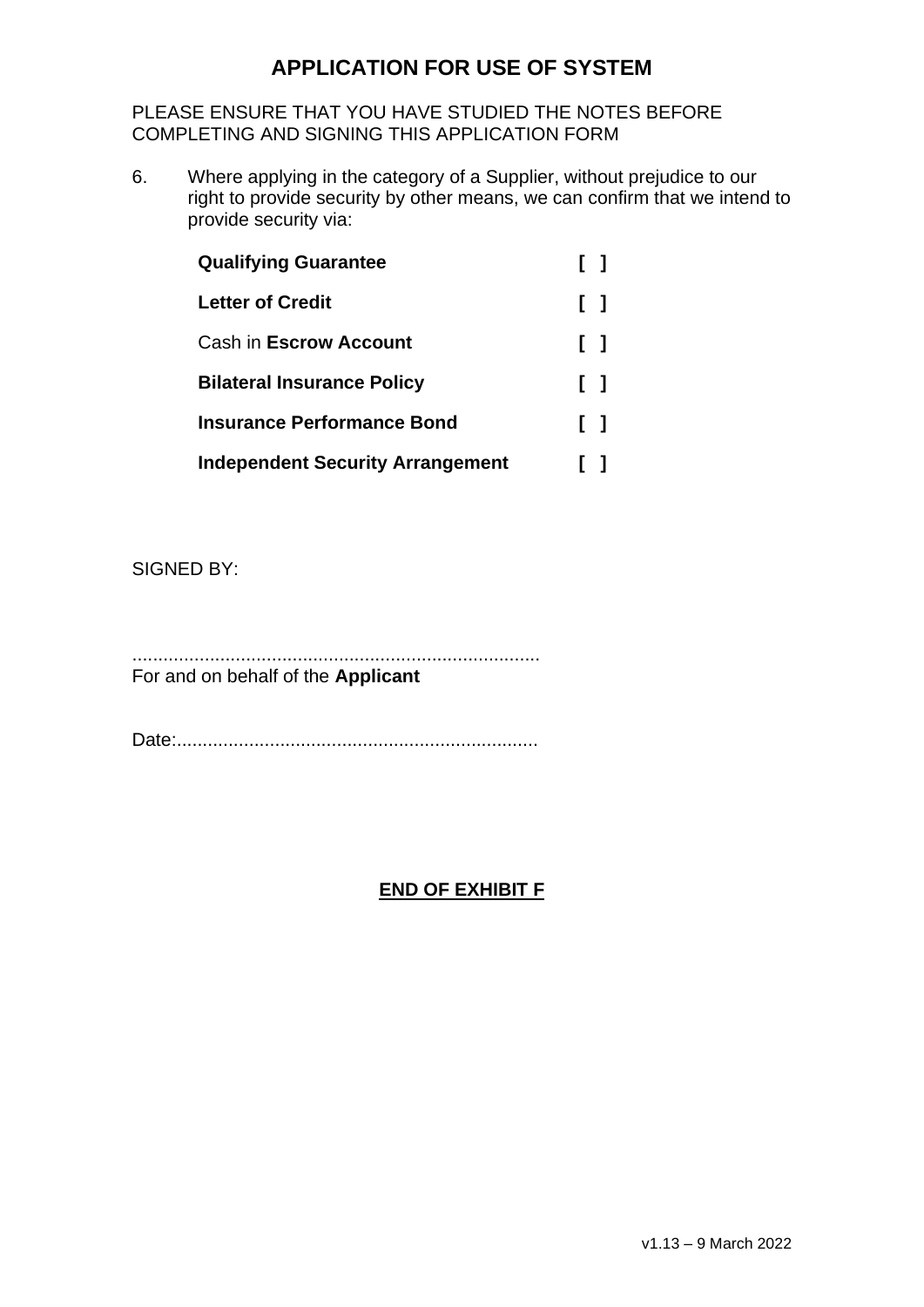# APPLICATION FOR USE OF SYSTEM

PLEASE ENSURE THAT YOU HAVE STUDIED THE NOTES BEFORE COMPLETING AND SIGNING THIS APPLICATION FORM

6. Where applying in the category of a Supplier, without prejudice to our right to provide security by other means, we can confirm that we intend to provide security via:

| | |
|---|---|
| **Qualifying Guarantee** | **[ ]** |
| **Letter of Credit** | **[ ]** |
| Cash in **Escrow Account** | **[ ]** |
| **Bilateral Insurance Policy** | **[ ]** |
| **Insurance Performance Bond** | **[ ]** |
| **Independent Security Arrangement** | **[ ]** |

SIGNED BY:

..............................................................................
For and on behalf of the **Applicant**

Date:......................................................................

**END OF EXHIBIT F**

v1.13 – 9 March 2022